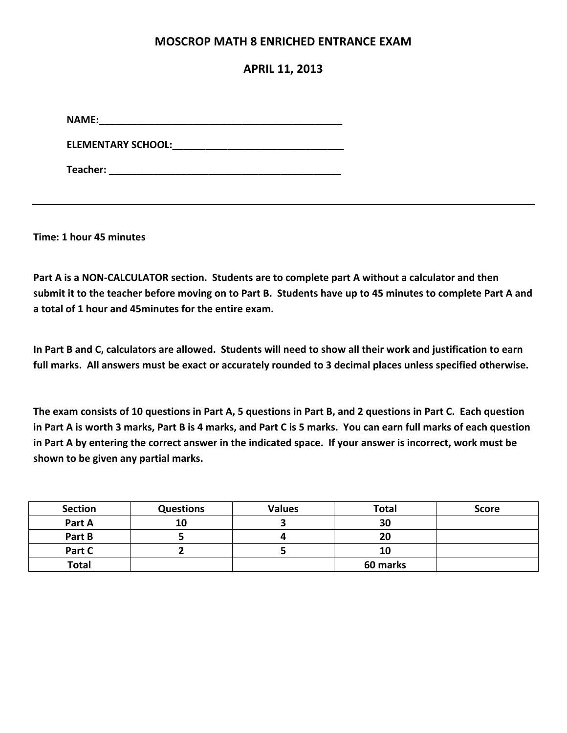# MOSCROP MATH 8 ENRICHED ENTRANCE EXAM

## APRIL 11, 2013

**NAME:**_______________________________________________

**ELEMENTARY SCHOOL:**________________________________

**Teacher:** _____________________________________________

---

**Time: 1 hour 45 minutes**

**Part A is a NON-CALCULATOR section. Students are to complete part A without a calculator and then submit it to the teacher before moving on to Part B. Students have up to 45 minutes to complete Part A and a total of 1 hour and 45minutes for the entire exam.**

**In Part B and C, calculators are allowed. Students will need to show all their work and justification to earn full marks. All answers must be exact or accurately rounded to 3 decimal places unless specified otherwise.**

**The exam consists of 10 questions in Part A, 5 questions in Part B, and 2 questions in Part C. Each question in Part A is worth 3 marks, Part B is 4 marks, and Part C is 5 marks. You can earn full marks of each question in Part A by entering the correct answer in the indicated space. If your answer is incorrect, work must be shown to be given any partial marks.**

| Section | Questions | Values | Total | Score |
|---|---|---|---|---|
| Part A | 10 | 3 | 30 | |
| Part B | 5 | 4 | 20 | |
| Part C | 2 | 5 | 10 | |
| Total | | | 60 marks | |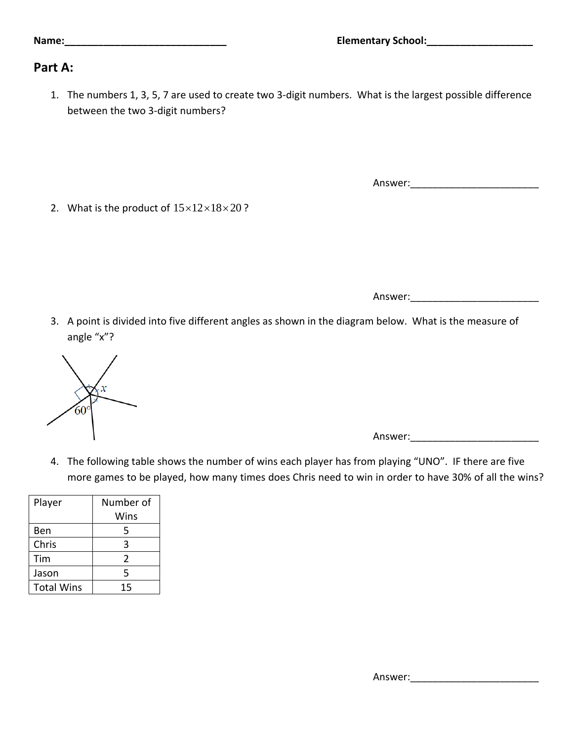**Name:**_______________________________ **Elementary School:**____________________

## Part A:

1. The numbers 1, 3, 5, 7 are used to create two 3-digit numbers. What is the largest possible difference between the two 3-digit numbers?

Answer:________________________

2. What is the product of $15 \times 12 \times 18 \times 20$ ?

Answer:________________________

3. A point is divided into five different angles as shown in the diagram below. What is the measure of angle "x"?

$x$

$60°$

Answer:________________________

4. The following table shows the number of wins each player has from playing "UNO". IF there are five more games to be played, how many times does Chris need to win in order to have 30% of all the wins?

| Player | Number of Wins |
|---|---|
| Ben | 5 |
| Chris | 3 |
| Tim | 2 |
| Jason | 5 |
| Total Wins | 15 |

Answer:________________________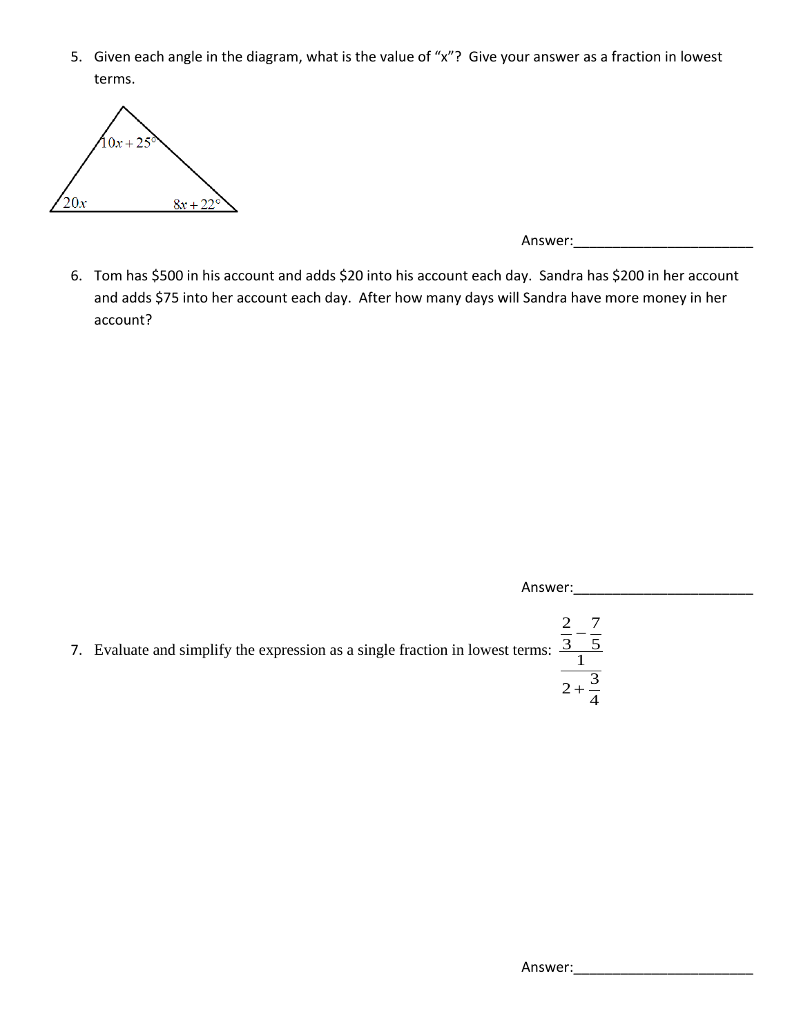5. Given each angle in the diagram, what is the value of "x"? Give your answer as a fraction in lowest terms.

$10x + 25°$

$20x$

$8x + 22°$

Answer:________________________

6. Tom has $500 in his account and adds $20 into his account each day. Sandra has $200 in her account and adds $75 into her account each day. After how many days will Sandra have more money in her account?

Answer:________________________

7. Evaluate and simplify the expression as a single fraction in lowest terms: $\dfrac{\dfrac{2}{3} - \dfrac{7}{5}}{\dfrac{1}{2 + \dfrac{3}{4}}}$

Answer:________________________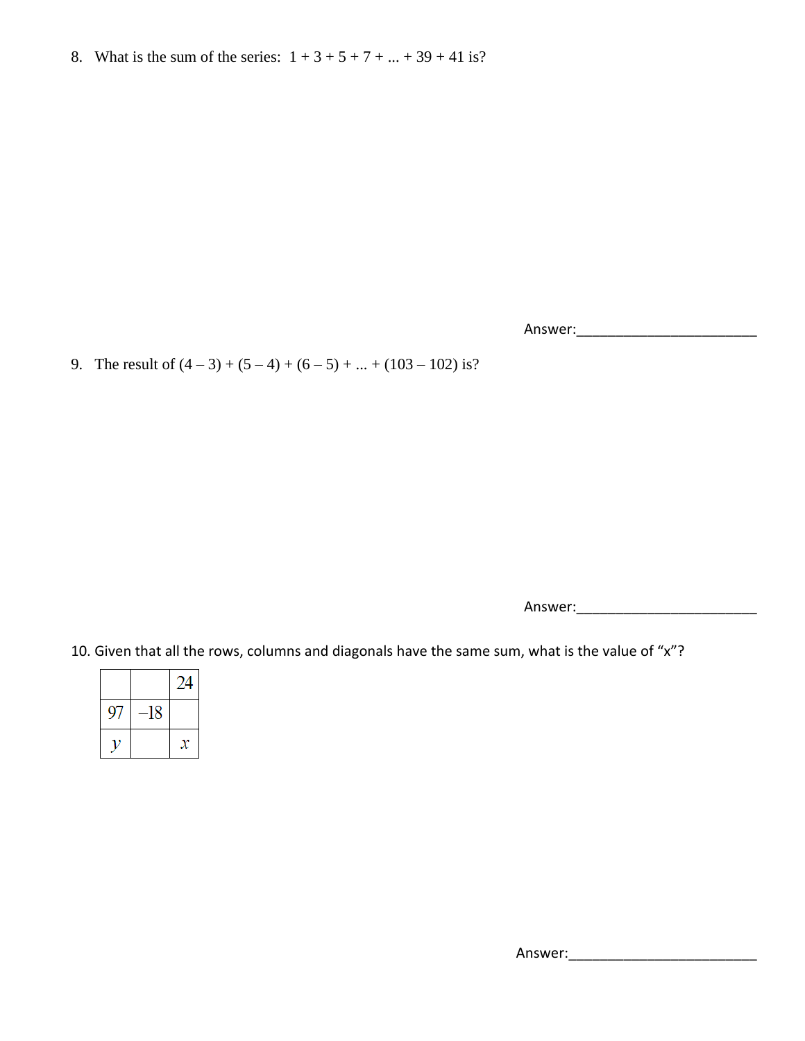8. What is the sum of the series: $1 + 3 + 5 + 7 + ... + 39 + 41$ is?

Answer:________________________

9. The result of $(4 – 3) + (5 – 4) + (6 – 5) + ... + (103 – 102)$ is?

Answer:________________________

10. Given that all the rows, columns and diagonals have the same sum, what is the value of "x"?

| | | |
|---|---|---|
| | | 24 |
| 97 | –18 | |
| $y$ | | $x$ |

Answer:________________________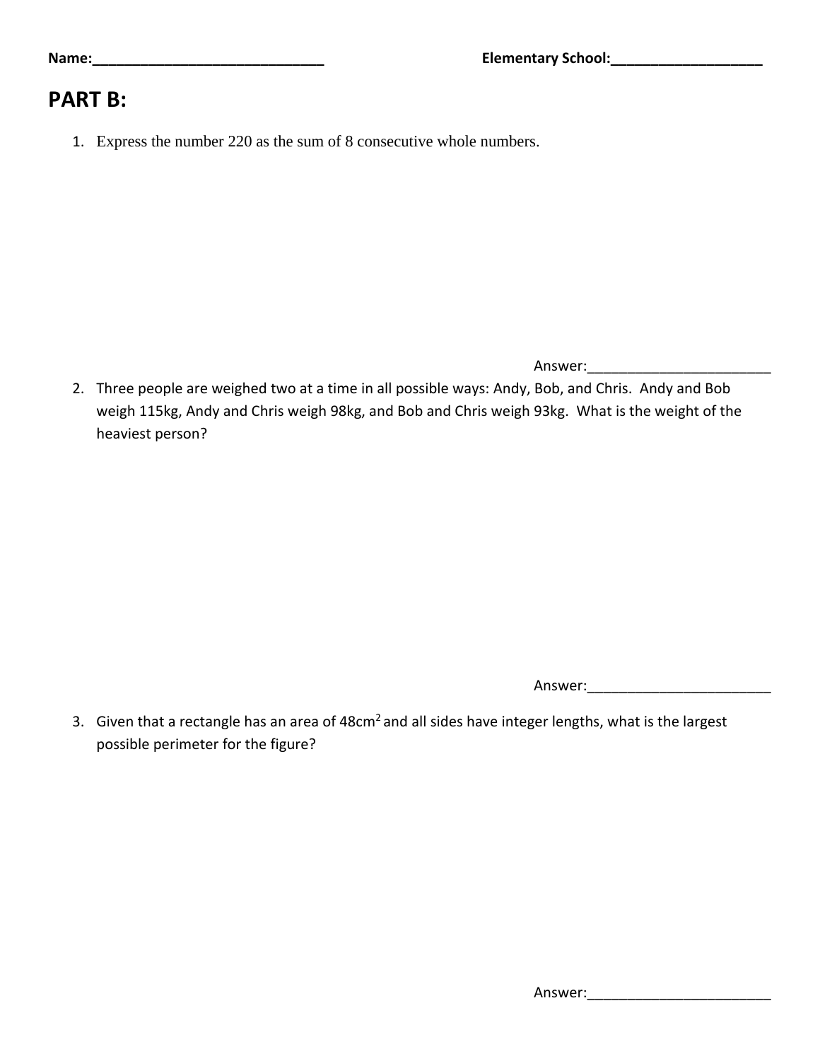**Name:\_\_\_\_\_\_\_\_\_\_\_\_\_\_\_\_\_\_\_\_\_\_\_\_\_\_\_\_\_\_** **Elementary School:\_\_\_\_\_\_\_\_\_\_\_\_\_\_\_\_\_\_\_\_**

# PART B:

1. Express the number 220 as the sum of 8 consecutive whole numbers.

Answer:\_\_\_\_\_\_\_\_\_\_\_\_\_\_\_\_\_\_\_\_\_\_\_\_

2. Three people are weighed two at a time in all possible ways: Andy, Bob, and Chris. Andy and Bob weigh 115kg, Andy and Chris weigh 98kg, and Bob and Chris weigh 93kg. What is the weight of the heaviest person?

Answer:\_\_\_\_\_\_\_\_\_\_\_\_\_\_\_\_\_\_\_\_\_\_\_\_

3. Given that a rectangle has an area of 48cm$^2$ and all sides have integer lengths, what is the largest possible perimeter for the figure?

Answer:\_\_\_\_\_\_\_\_\_\_\_\_\_\_\_\_\_\_\_\_\_\_\_\_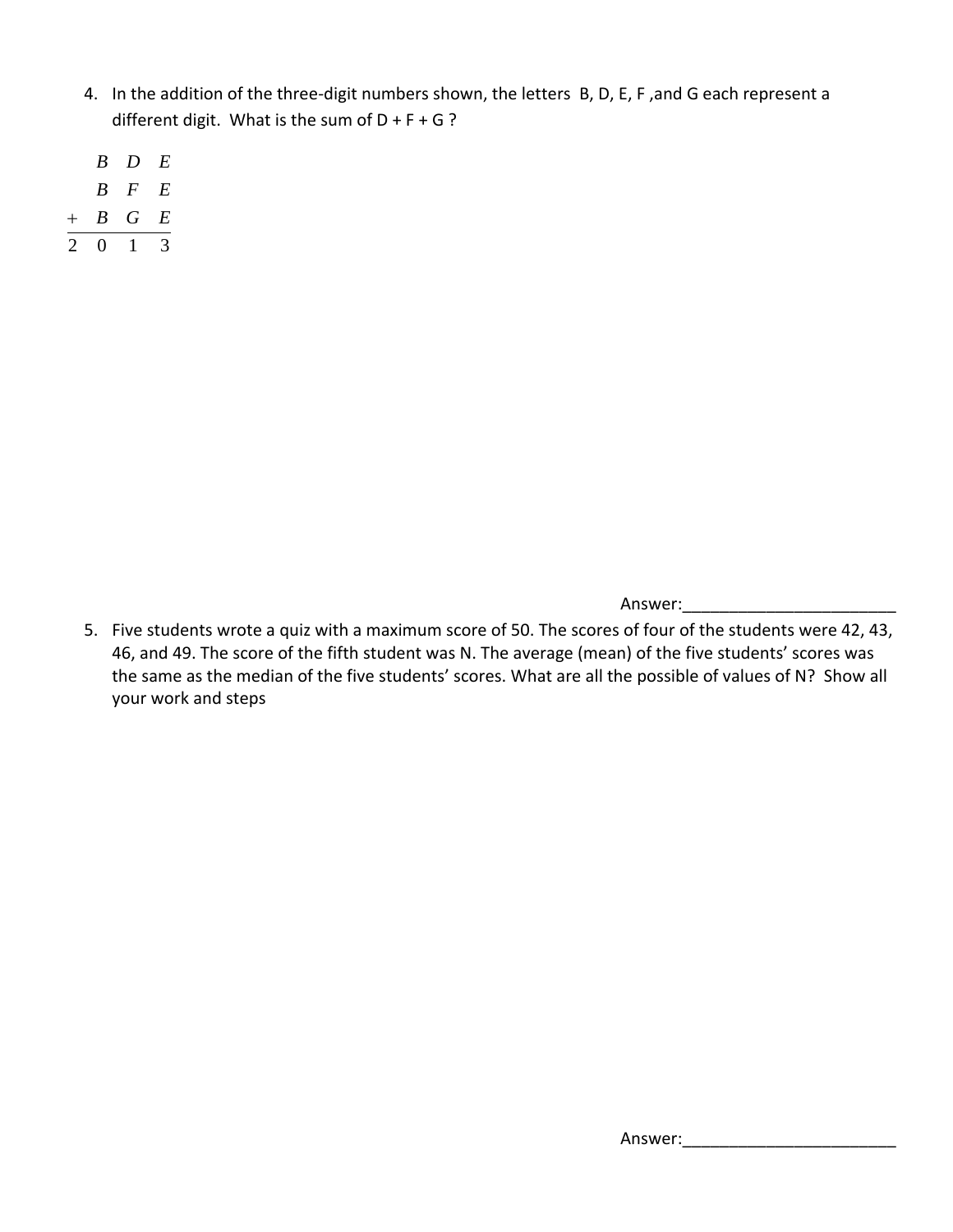4. In the addition of the three-digit numbers shown, the letters B, D, E, F ,and G each represent a different digit. What is the sum of D + F + G ?

$$
\begin{array}{cccc}
 & B & D & E \\
 & B & F & E \\
+ & B & G & E \\
\hline
2 & 0 & 1 & 3
\end{array}
$$

Answer:________________________

5. Five students wrote a quiz with a maximum score of 50. The scores of four of the students were 42, 43, 46, and 49. The score of the fifth student was N. The average (mean) of the five students' scores was the same as the median of the five students' scores. What are all the possible of values of N? Show all your work and steps

Answer:________________________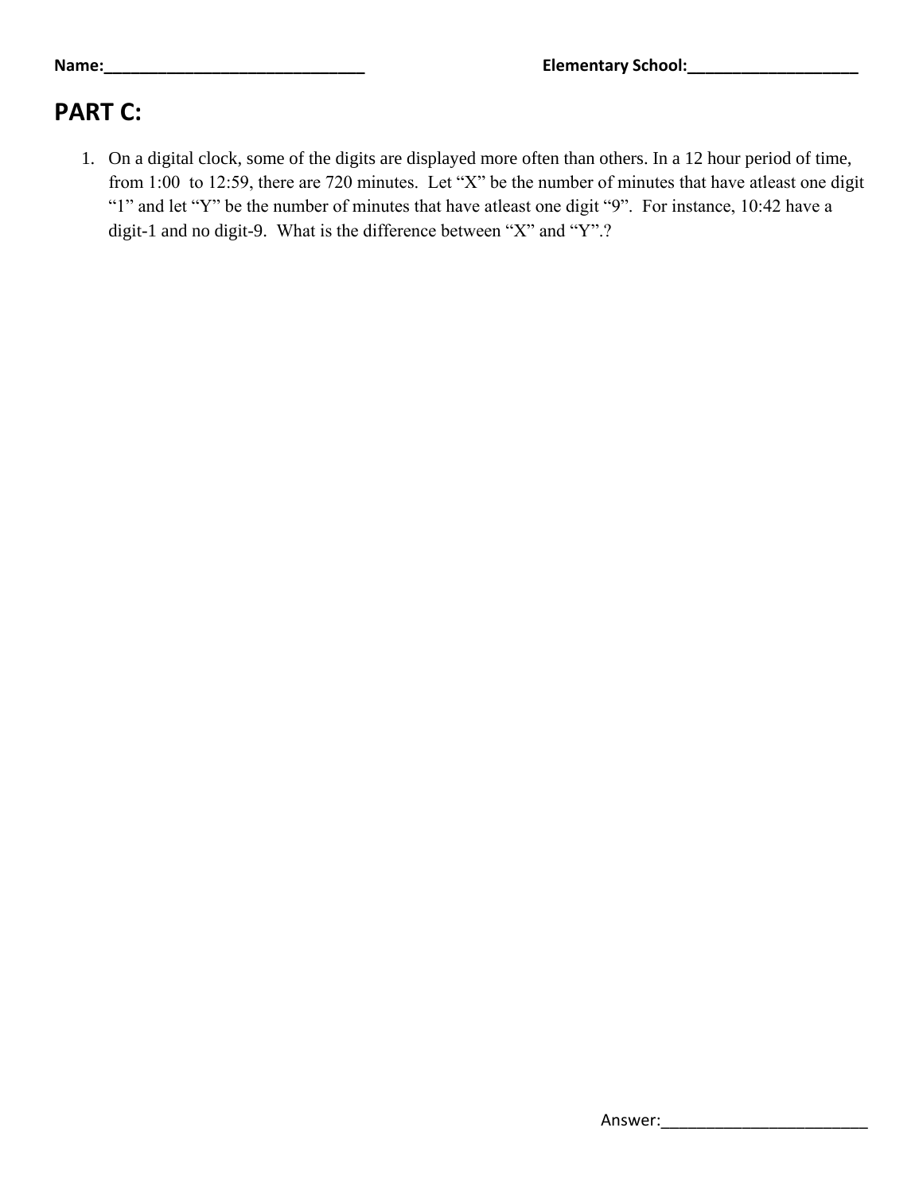Name:______________________________ Elementary School:____________________

# PART C:

1. On a digital clock, some of the digits are displayed more often than others. In a 12 hour period of time, from 1:00 to 12:59, there are 720 minutes. Let "X" be the number of minutes that have atleast one digit "1" and let "Y" be the number of minutes that have atleast one digit "9". For instance, 10:42 have a digit-1 and no digit-9. What is the difference between "X" and "Y".?

Answer:________________________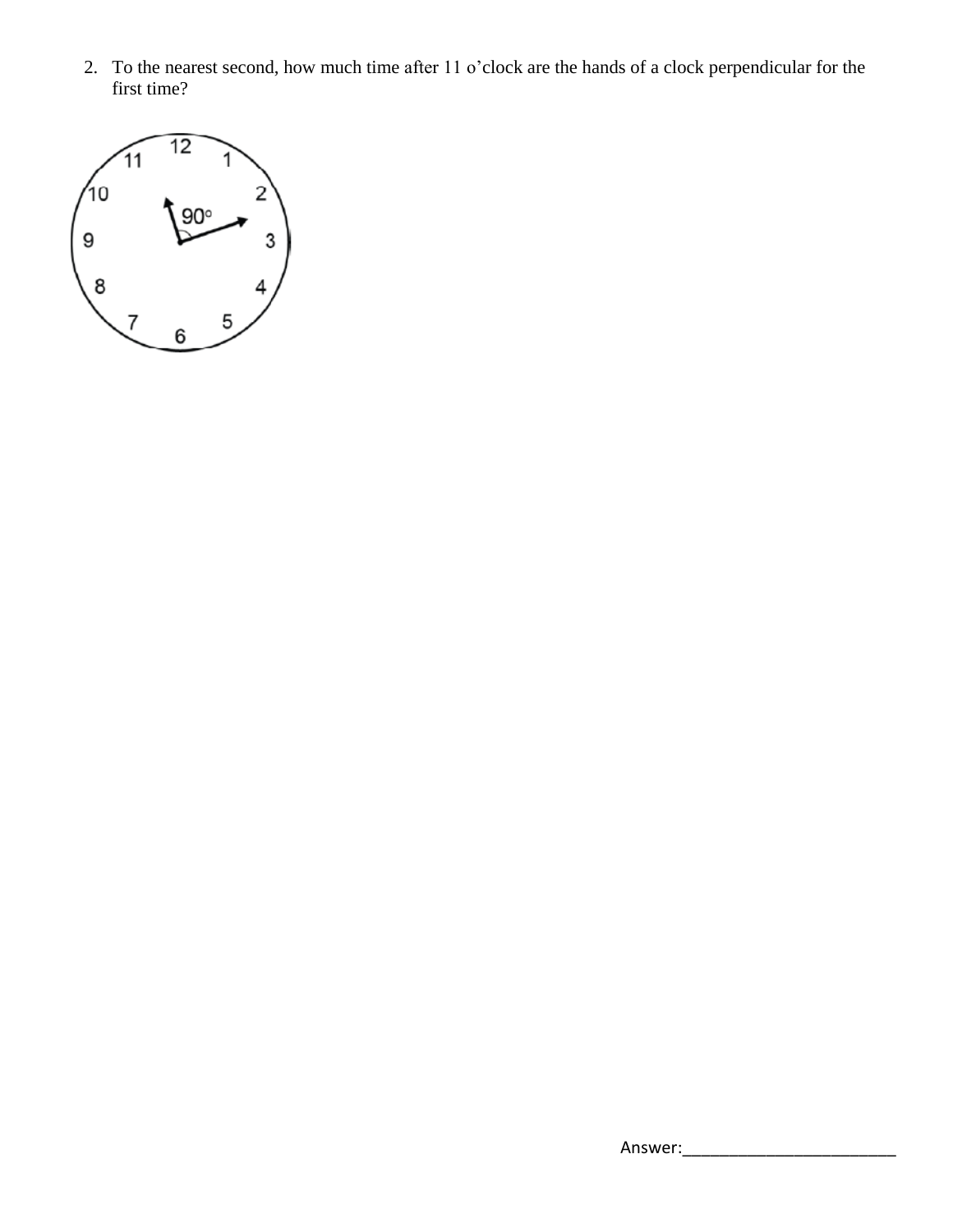2. To the nearest second, how much time after 11 o'clock are the hands of a clock perpendicular for the first time?

12
11
1
10
2
90°
9
3
8
4
7
5
6

Answer:________________________